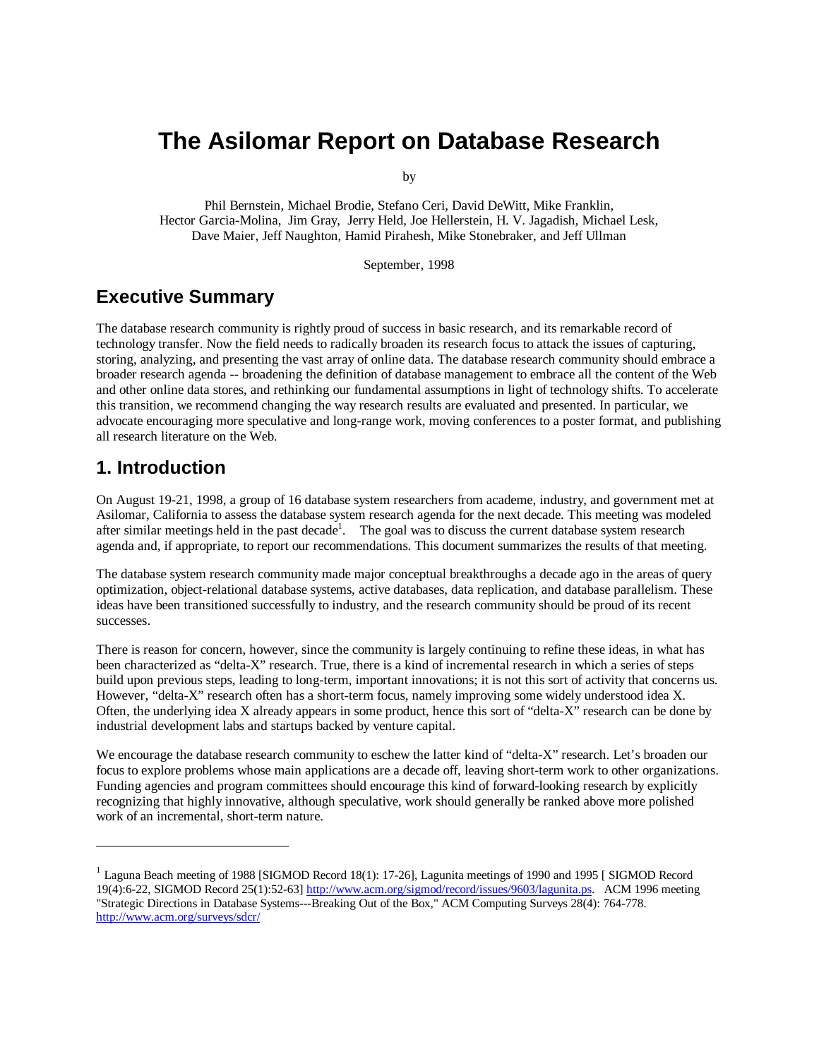# The Asilomar Report on Database Research

by

Phil Bernstein, Michael Brodie, Stefano Ceri, David DeWitt, Mike Franklin, Hector Garcia-Molina, Jim Gray, Jerry Held, Joe Hellerstein, H. V. Jagadish, Michael Lesk, Dave Maier, Jeff Naughton, Hamid Pirahesh, Mike Stonebraker, and Jeff Ullman

September, 1998

## Executive Summary

The database research community is rightly proud of success in basic research, and its remarkable record of technology transfer. Now the field needs to radically broaden its research focus to attack the issues of capturing, storing, analyzing, and presenting the vast array of online data. The database research community should embrace a broader research agenda -- broadening the definition of database management to embrace all the content of the Web and other online data stores, and rethinking our fundamental assumptions in light of technology shifts. To accelerate this transition, we recommend changing the way research results are evaluated and presented. In particular, we advocate encouraging more speculative and long-range work, moving conferences to a poster format, and publishing all research literature on the Web.

## 1. Introduction

On August 19-21, 1998, a group of 16 database system researchers from academe, industry, and government met at Asilomar, California to assess the database system research agenda for the next decade. This meeting was modeled after similar meetings held in the past decade[1]. The goal was to discuss the current database system research agenda and, if appropriate, to report our recommendations. This document summarizes the results of that meeting.

The database system research community made major conceptual breakthroughs a decade ago in the areas of query optimization, object-relational database systems, active databases, data replication, and database parallelism. These ideas have been transitioned successfully to industry, and the research community should be proud of its recent successes.

There is reason for concern, however, since the community is largely continuing to refine these ideas, in what has been characterized as "delta-X" research. True, there is a kind of incremental research in which a series of steps build upon previous steps, leading to long-term, important innovations; it is not this sort of activity that concerns us. However, "delta-X" research often has a short-term focus, namely improving some widely understood idea X. Often, the underlying idea X already appears in some product, hence this sort of "delta-X" research can be done by industrial development labs and startups backed by venture capital.

We encourage the database research community to eschew the latter kind of "delta-X" research. Let's broaden our focus to explore problems whose main applications are a decade off, leaving short-term work to other organizations. Funding agencies and program committees should encourage this kind of forward-looking research by explicitly recognizing that highly innovative, although speculative, work should generally be ranked above more polished work of an incremental, short-term nature.

---

[1] Laguna Beach meeting of 1988 [SIGMOD Record 18(1): 17-26], Lagunita meetings of 1990 and 1995 [ SIGMOD Record 19(4):6-22, SIGMOD Record 25(1):52-63] http://www.acm.org/sigmod/record/issues/9603/lagunita.ps. ACM 1996 meeting "Strategic Directions in Database Systems---Breaking Out of the Box," ACM Computing Surveys 28(4): 764-778. http://www.acm.org/surveys/sdcr/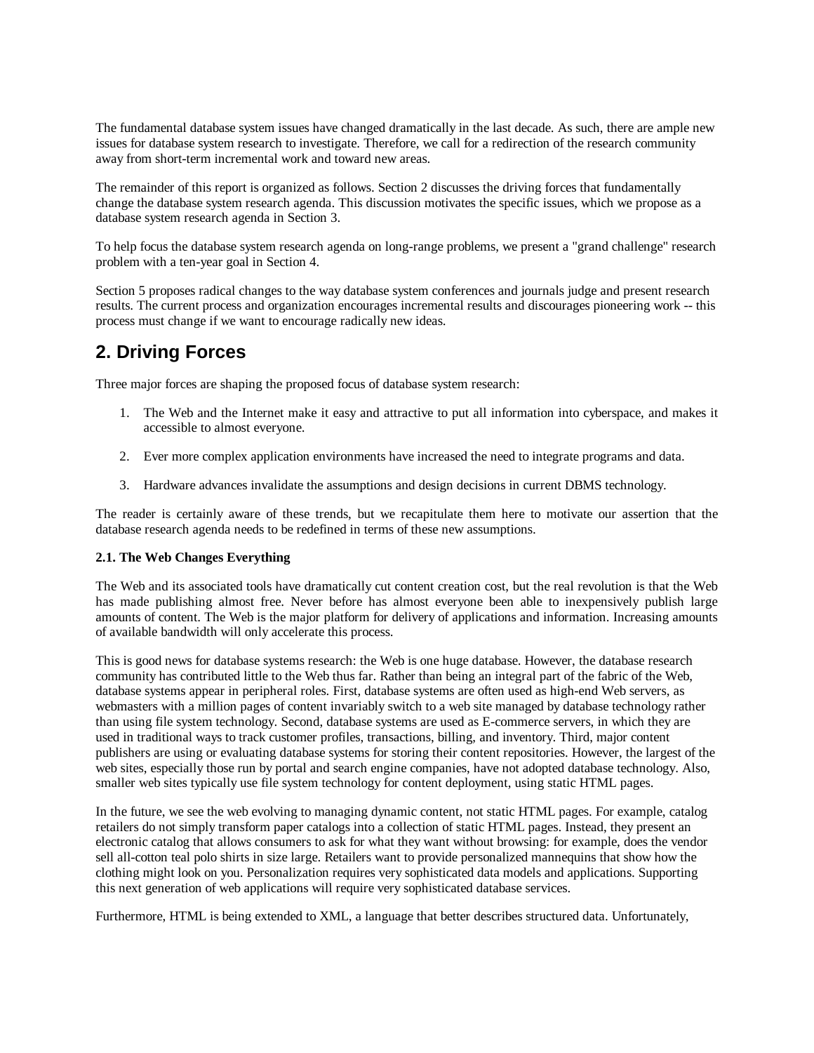The fundamental database system issues have changed dramatically in the last decade. As such, there are ample new issues for database system research to investigate. Therefore, we call for a redirection of the research community away from short-term incremental work and toward new areas.

The remainder of this report is organized as follows. Section 2 discusses the driving forces that fundamentally change the database system research agenda. This discussion motivates the specific issues, which we propose as a database system research agenda in Section 3.

To help focus the database system research agenda on long-range problems, we present a "grand challenge" research problem with a ten-year goal in Section 4.

Section 5 proposes radical changes to the way database system conferences and journals judge and present research results. The current process and organization encourages incremental results and discourages pioneering work -- this process must change if we want to encourage radically new ideas.

## 2. Driving Forces

Three major forces are shaping the proposed focus of database system research:

1. The Web and the Internet make it easy and attractive to put all information into cyberspace, and makes it accessible to almost everyone.

2. Ever more complex application environments have increased the need to integrate programs and data.

3. Hardware advances invalidate the assumptions and design decisions in current DBMS technology.

The reader is certainly aware of these trends, but we recapitulate them here to motivate our assertion that the database research agenda needs to be redefined in terms of these new assumptions.

**2.1. The Web Changes Everything**

The Web and its associated tools have dramatically cut content creation cost, but the real revolution is that the Web has made publishing almost free. Never before has almost everyone been able to inexpensively publish large amounts of content. The Web is the major platform for delivery of applications and information. Increasing amounts of available bandwidth will only accelerate this process.

This is good news for database systems research: the Web is one huge database. However, the database research community has contributed little to the Web thus far. Rather than being an integral part of the fabric of the Web, database systems appear in peripheral roles. First, database systems are often used as high-end Web servers, as webmasters with a million pages of content invariably switch to a web site managed by database technology rather than using file system technology. Second, database systems are used as E-commerce servers, in which they are used in traditional ways to track customer profiles, transactions, billing, and inventory. Third, major content publishers are using or evaluating database systems for storing their content repositories. However, the largest of the web sites, especially those run by portal and search engine companies, have not adopted database technology. Also, smaller web sites typically use file system technology for content deployment, using static HTML pages.

In the future, we see the web evolving to managing dynamic content, not static HTML pages. For example, catalog retailers do not simply transform paper catalogs into a collection of static HTML pages. Instead, they present an electronic catalog that allows consumers to ask for what they want without browsing: for example, does the vendor sell all-cotton teal polo shirts in size large. Retailers want to provide personalized mannequins that show how the clothing might look on you. Personalization requires very sophisticated data models and applications. Supporting this next generation of web applications will require very sophisticated database services.

Furthermore, HTML is being extended to XML, a language that better describes structured data. Unfortunately,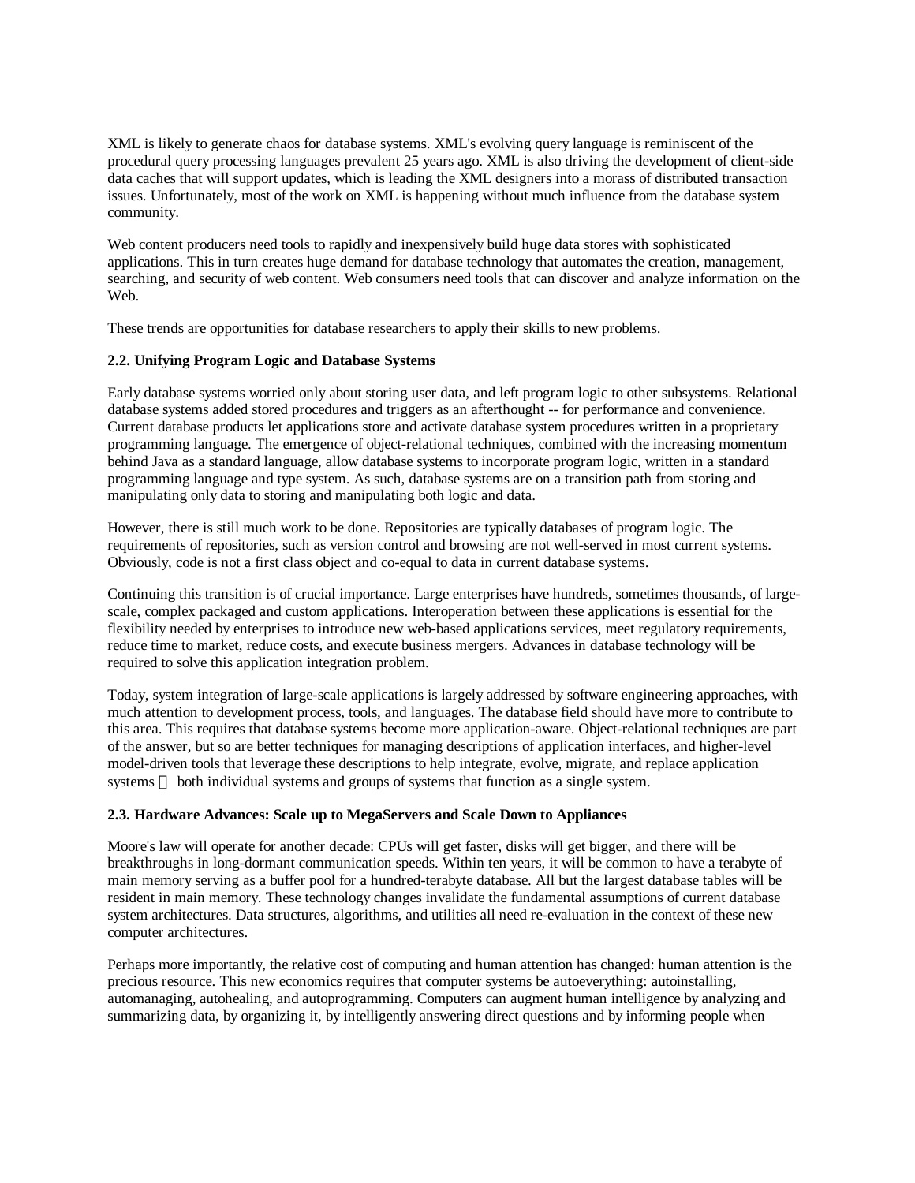XML is likely to generate chaos for database systems. XML's evolving query language is reminiscent of the procedural query processing languages prevalent 25 years ago. XML is also driving the development of client-side data caches that will support updates, which is leading the XML designers into a morass of distributed transaction issues. Unfortunately, most of the work on XML is happening without much influence from the database system community.

Web content producers need tools to rapidly and inexpensively build huge data stores with sophisticated applications. This in turn creates huge demand for database technology that automates the creation, management, searching, and security of web content. Web consumers need tools that can discover and analyze information on the Web.

These trends are opportunities for database researchers to apply their skills to new problems.

**2.2. Unifying Program Logic and Database Systems**

Early database systems worried only about storing user data, and left program logic to other subsystems. Relational database systems added stored procedures and triggers as an afterthought -- for performance and convenience. Current database products let applications store and activate database system procedures written in a proprietary programming language. The emergence of object-relational techniques, combined with the increasing momentum behind Java as a standard language, allow database systems to incorporate program logic, written in a standard programming language and type system. As such, database systems are on a transition path from storing and manipulating only data to storing and manipulating both logic and data.

However, there is still much work to be done. Repositories are typically databases of program logic. The requirements of repositories, such as version control and browsing are not well-served in most current systems. Obviously, code is not a first class object and co-equal to data in current database systems.

Continuing this transition is of crucial importance. Large enterprises have hundreds, sometimes thousands, of large-scale, complex packaged and custom applications. Interoperation between these applications is essential for the flexibility needed by enterprises to introduce new web-based applications services, meet regulatory requirements, reduce time to market, reduce costs, and execute business mergers. Advances in database technology will be required to solve this application integration problem.

Today, system integration of large-scale applications is largely addressed by software engineering approaches, with much attention to development process, tools, and languages. The database field should have more to contribute to this area. This requires that database systems become more application-aware. Object-relational techniques are part of the answer, but so are better techniques for managing descriptions of application interfaces, and higher-level model-driven tools that leverage these descriptions to help integrate, evolve, migrate, and replace application systems — both individual systems and groups of systems that function as a single system.

**2.3. Hardware Advances: Scale up to MegaServers and Scale Down to Appliances**

Moore's law will operate for another decade: CPUs will get faster, disks will get bigger, and there will be breakthroughs in long-dormant communication speeds. Within ten years, it will be common to have a terabyte of main memory serving as a buffer pool for a hundred-terabyte database. All but the largest database tables will be resident in main memory. These technology changes invalidate the fundamental assumptions of current database system architectures. Data structures, algorithms, and utilities all need re-evaluation in the context of these new computer architectures.

Perhaps more importantly, the relative cost of computing and human attention has changed: human attention is the precious resource. This new economics requires that computer systems be autoeverything: autoinstalling, automanaging, autohealing, and autoprogramming. Computers can augment human intelligence by analyzing and summarizing data, by organizing it, by intelligently answering direct questions and by informing people when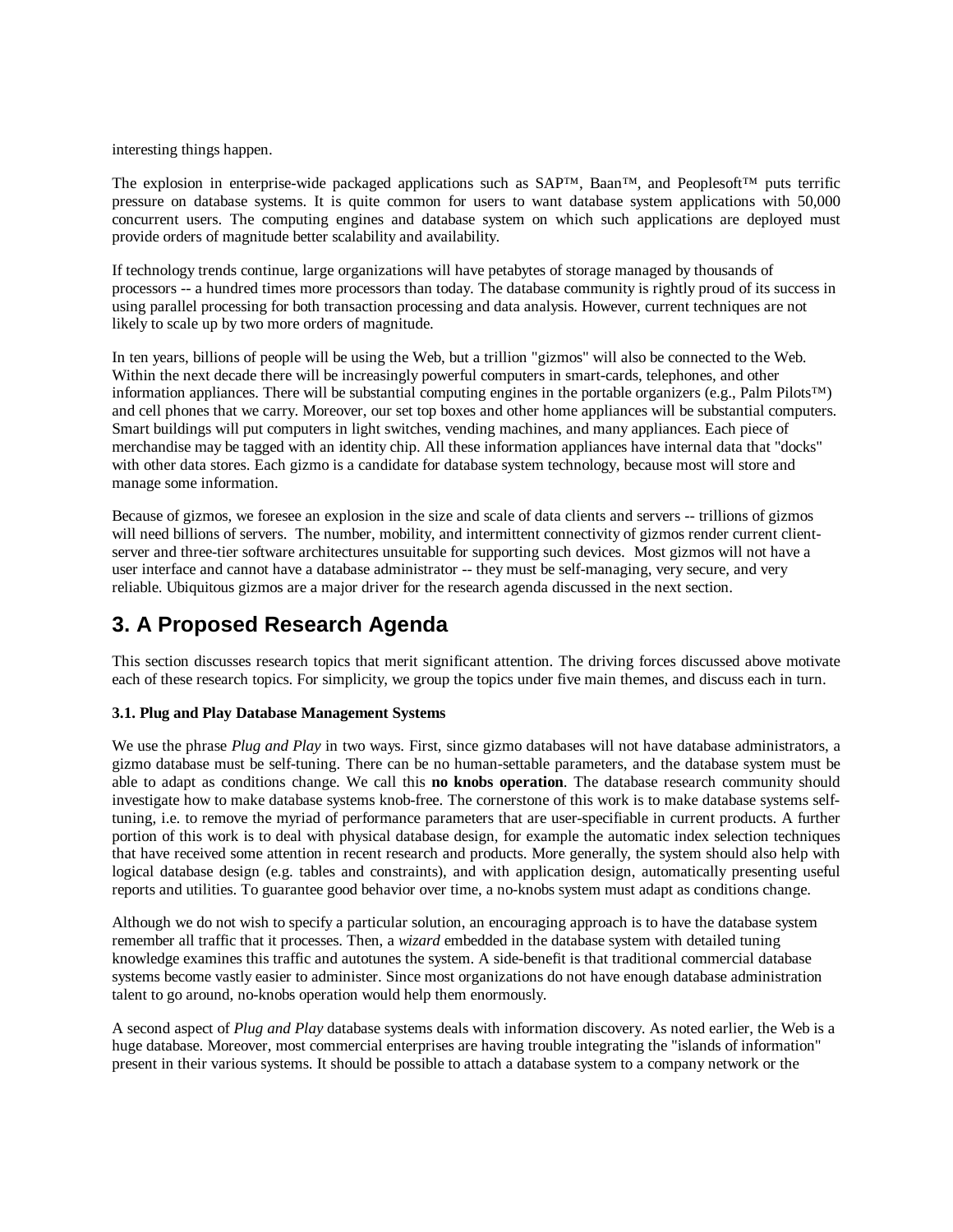interesting things happen.

The explosion in enterprise-wide packaged applications such as SAP™, Baan™, and Peoplesoft™ puts terrific pressure on database systems. It is quite common for users to want database system applications with 50,000 concurrent users. The computing engines and database system on which such applications are deployed must provide orders of magnitude better scalability and availability.

If technology trends continue, large organizations will have petabytes of storage managed by thousands of processors -- a hundred times more processors than today. The database community is rightly proud of its success in using parallel processing for both transaction processing and data analysis. However, current techniques are not likely to scale up by two more orders of magnitude.

In ten years, billions of people will be using the Web, but a trillion "gizmos" will also be connected to the Web. Within the next decade there will be increasingly powerful computers in smart-cards, telephones, and other information appliances. There will be substantial computing engines in the portable organizers (e.g., Palm Pilots™) and cell phones that we carry. Moreover, our set top boxes and other home appliances will be substantial computers. Smart buildings will put computers in light switches, vending machines, and many appliances. Each piece of merchandise may be tagged with an identity chip. All these information appliances have internal data that "docks" with other data stores. Each gizmo is a candidate for database system technology, because most will store and manage some information.

Because of gizmos, we foresee an explosion in the size and scale of data clients and servers -- trillions of gizmos will need billions of servers. The number, mobility, and intermittent connectivity of gizmos render current client-server and three-tier software architectures unsuitable for supporting such devices. Most gizmos will not have a user interface and cannot have a database administrator -- they must be self-managing, very secure, and very reliable. Ubiquitous gizmos are a major driver for the research agenda discussed in the next section.

## 3. A Proposed Research Agenda

This section discusses research topics that merit significant attention. The driving forces discussed above motivate each of these research topics. For simplicity, we group the topics under five main themes, and discuss each in turn.

### 3.1. Plug and Play Database Management Systems

We use the phrase *Plug and Play* in two ways. First, since gizmo databases will not have database administrators, a gizmo database must be self-tuning. There can be no human-settable parameters, and the database system must be able to adapt as conditions change. We call this **no knobs operation**. The database research community should investigate how to make database systems knob-free. The cornerstone of this work is to make database systems self-tuning, i.e. to remove the myriad of performance parameters that are user-specifiable in current products. A further portion of this work is to deal with physical database design, for example the automatic index selection techniques that have received some attention in recent research and products. More generally, the system should also help with logical database design (e.g. tables and constraints), and with application design, automatically presenting useful reports and utilities. To guarantee good behavior over time, a no-knobs system must adapt as conditions change.

Although we do not wish to specify a particular solution, an encouraging approach is to have the database system remember all traffic that it processes. Then, a *wizard* embedded in the database system with detailed tuning knowledge examines this traffic and autotunes the system. A side-benefit is that traditional commercial database systems become vastly easier to administer. Since most organizations do not have enough database administration talent to go around, no-knobs operation would help them enormously.

A second aspect of *Plug and Play* database systems deals with information discovery. As noted earlier, the Web is a huge database. Moreover, most commercial enterprises are having trouble integrating the "islands of information" present in their various systems. It should be possible to attach a database system to a company network or the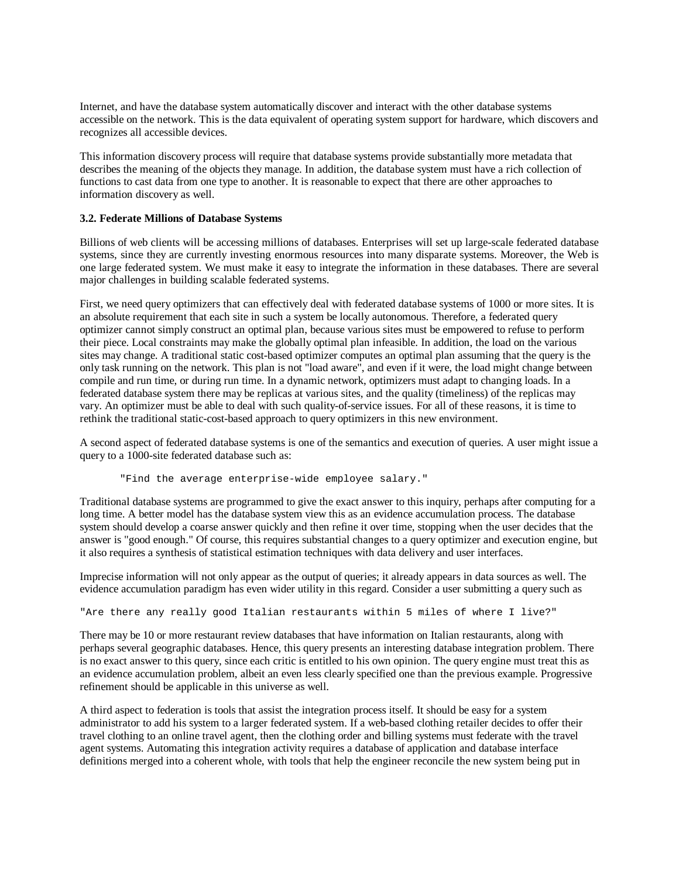Internet, and have the database system automatically discover and interact with the other database systems accessible on the network. This is the data equivalent of operating system support for hardware, which discovers and recognizes all accessible devices.

This information discovery process will require that database systems provide substantially more metadata that describes the meaning of the objects they manage. In addition, the database system must have a rich collection of functions to cast data from one type to another. It is reasonable to expect that there are other approaches to information discovery as well.

### 3.2. Federate Millions of Database Systems

Billions of web clients will be accessing millions of databases. Enterprises will set up large-scale federated database systems, since they are currently investing enormous resources into many disparate systems. Moreover, the Web is one large federated system. We must make it easy to integrate the information in these databases. There are several major challenges in building scalable federated systems.

First, we need query optimizers that can effectively deal with federated database systems of 1000 or more sites. It is an absolute requirement that each site in such a system be locally autonomous. Therefore, a federated query optimizer cannot simply construct an optimal plan, because various sites must be empowered to refuse to perform their piece. Local constraints may make the globally optimal plan infeasible. In addition, the load on the various sites may change. A traditional static cost-based optimizer computes an optimal plan assuming that the query is the only task running on the network. This plan is not "load aware", and even if it were, the load might change between compile and run time, or during run time. In a dynamic network, optimizers must adapt to changing loads. In a federated database system there may be replicas at various sites, and the quality (timeliness) of the replicas may vary. An optimizer must be able to deal with such quality-of-service issues. For all of these reasons, it is time to rethink the traditional static-cost-based approach to query optimizers in this new environment.

A second aspect of federated database systems is one of the semantics and execution of queries. A user might issue a query to a 1000-site federated database such as:

```
"Find the average enterprise-wide employee salary."
```

Traditional database systems are programmed to give the exact answer to this inquiry, perhaps after computing for a long time. A better model has the database system view this as an evidence accumulation process. The database system should develop a coarse answer quickly and then refine it over time, stopping when the user decides that the answer is "good enough." Of course, this requires substantial changes to a query optimizer and execution engine, but it also requires a synthesis of statistical estimation techniques with data delivery and user interfaces.

Imprecise information will not only appear as the output of queries; it already appears in data sources as well. The evidence accumulation paradigm has even wider utility in this regard. Consider a user submitting a query such as

```
"Are there any really good Italian restaurants within 5 miles of where I live?"
```

There may be 10 or more restaurant review databases that have information on Italian restaurants, along with perhaps several geographic databases. Hence, this query presents an interesting database integration problem. There is no exact answer to this query, since each critic is entitled to his own opinion. The query engine must treat this as an evidence accumulation problem, albeit an even less clearly specified one than the previous example. Progressive refinement should be applicable in this universe as well.

A third aspect to federation is tools that assist the integration process itself. It should be easy for a system administrator to add his system to a larger federated system. If a web-based clothing retailer decides to offer their travel clothing to an online travel agent, then the clothing order and billing systems must federate with the travel agent systems. Automating this integration activity requires a database of application and database interface definitions merged into a coherent whole, with tools that help the engineer reconcile the new system being put in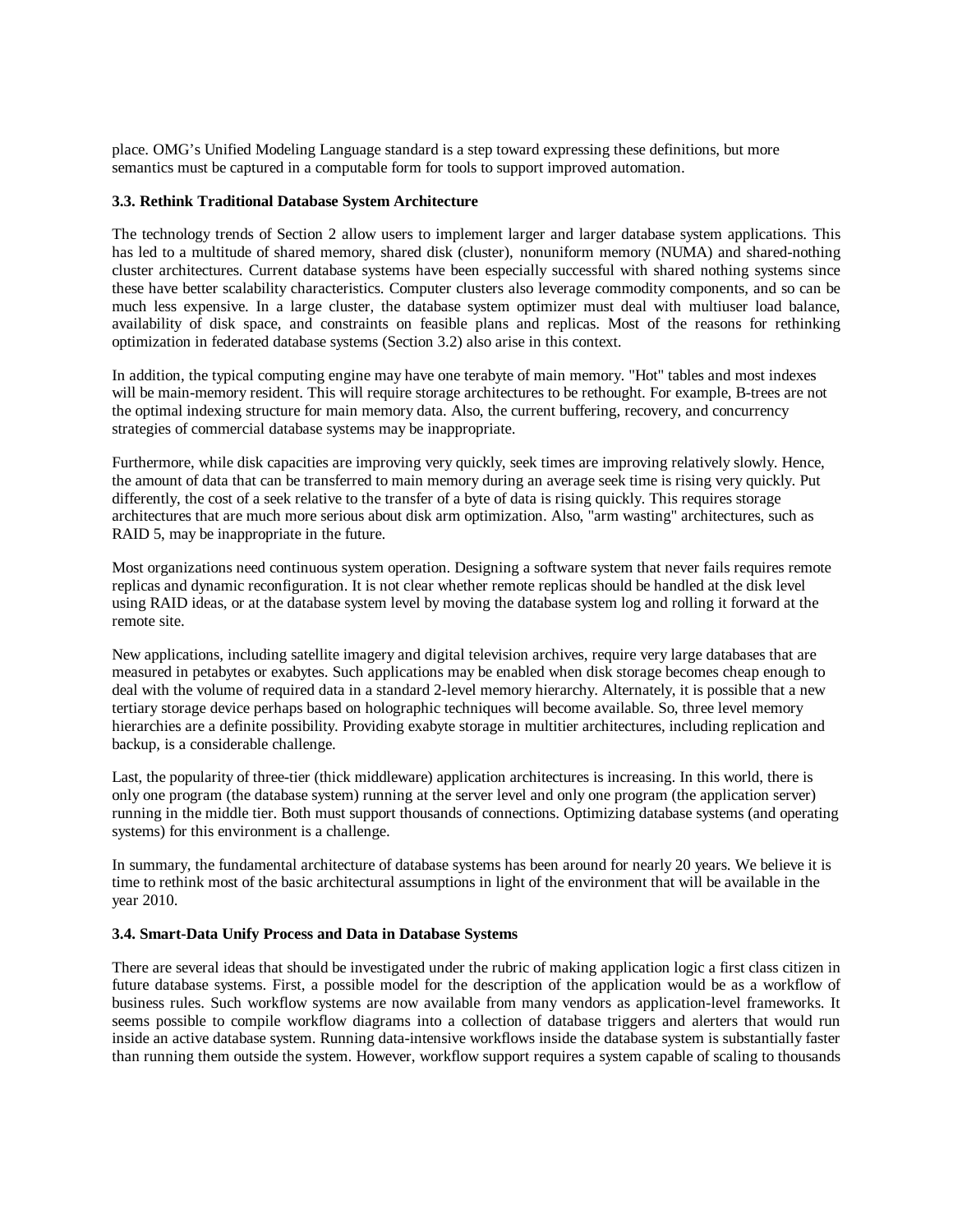place. OMG's Unified Modeling Language standard is a step toward expressing these definitions, but more semantics must be captured in a computable form for tools to support improved automation.

### 3.3. Rethink Traditional Database System Architecture

The technology trends of Section 2 allow users to implement larger and larger database system applications. This has led to a multitude of shared memory, shared disk (cluster), nonuniform memory (NUMA) and shared-nothing cluster architectures. Current database systems have been especially successful with shared nothing systems since these have better scalability characteristics. Computer clusters also leverage commodity components, and so can be much less expensive. In a large cluster, the database system optimizer must deal with multiuser load balance, availability of disk space, and constraints on feasible plans and replicas. Most of the reasons for rethinking optimization in federated database systems (Section 3.2) also arise in this context.

In addition, the typical computing engine may have one terabyte of main memory. "Hot" tables and most indexes will be main-memory resident. This will require storage architectures to be rethought. For example, B-trees are not the optimal indexing structure for main memory data. Also, the current buffering, recovery, and concurrency strategies of commercial database systems may be inappropriate.

Furthermore, while disk capacities are improving very quickly, seek times are improving relatively slowly. Hence, the amount of data that can be transferred to main memory during an average seek time is rising very quickly. Put differently, the cost of a seek relative to the transfer of a byte of data is rising quickly. This requires storage architectures that are much more serious about disk arm optimization. Also, "arm wasting" architectures, such as RAID 5, may be inappropriate in the future.

Most organizations need continuous system operation. Designing a software system that never fails requires remote replicas and dynamic reconfiguration. It is not clear whether remote replicas should be handled at the disk level using RAID ideas, or at the database system level by moving the database system log and rolling it forward at the remote site.

New applications, including satellite imagery and digital television archives, require very large databases that are measured in petabytes or exabytes. Such applications may be enabled when disk storage becomes cheap enough to deal with the volume of required data in a standard 2-level memory hierarchy. Alternately, it is possible that a new tertiary storage device perhaps based on holographic techniques will become available. So, three level memory hierarchies are a definite possibility. Providing exabyte storage in multitier architectures, including replication and backup, is a considerable challenge.

Last, the popularity of three-tier (thick middleware) application architectures is increasing. In this world, there is only one program (the database system) running at the server level and only one program (the application server) running in the middle tier. Both must support thousands of connections. Optimizing database systems (and operating systems) for this environment is a challenge.

In summary, the fundamental architecture of database systems has been around for nearly 20 years. We believe it is time to rethink most of the basic architectural assumptions in light of the environment that will be available in the year 2010.

### 3.4. Smart-Data Unify Process and Data in Database Systems

There are several ideas that should be investigated under the rubric of making application logic a first class citizen in future database systems. First, a possible model for the description of the application would be as a workflow of business rules. Such workflow systems are now available from many vendors as application-level frameworks. It seems possible to compile workflow diagrams into a collection of database triggers and alerters that would run inside an active database system. Running data-intensive workflows inside the database system is substantially faster than running them outside the system. However, workflow support requires a system capable of scaling to thousands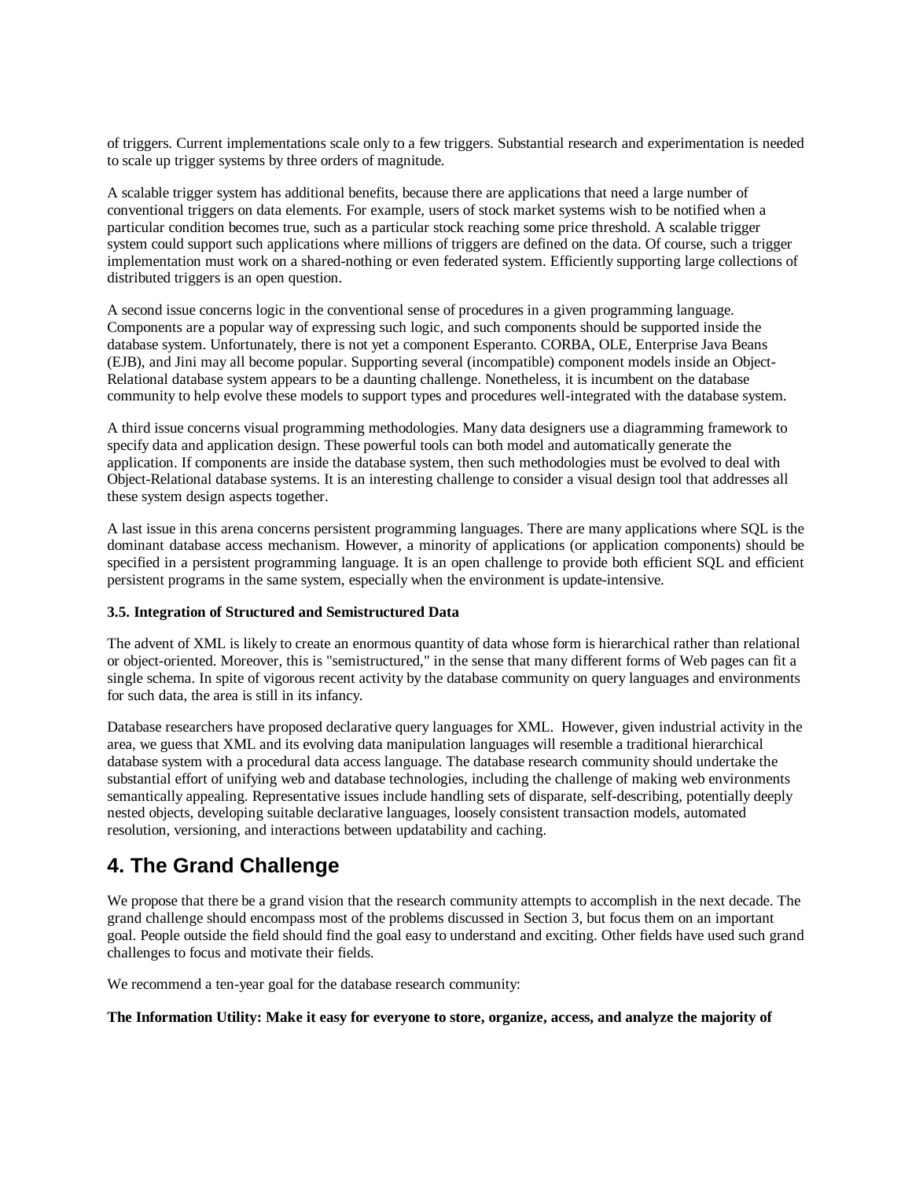of triggers. Current implementations scale only to a few triggers. Substantial research and experimentation is needed to scale up trigger systems by three orders of magnitude.

A scalable trigger system has additional benefits, because there are applications that need a large number of conventional triggers on data elements. For example, users of stock market systems wish to be notified when a particular condition becomes true, such as a particular stock reaching some price threshold. A scalable trigger system could support such applications where millions of triggers are defined on the data. Of course, such a trigger implementation must work on a shared-nothing or even federated system. Efficiently supporting large collections of distributed triggers is an open question.

A second issue concerns logic in the conventional sense of procedures in a given programming language. Components are a popular way of expressing such logic, and such components should be supported inside the database system. Unfortunately, there is not yet a component Esperanto. CORBA, OLE, Enterprise Java Beans (EJB), and Jini may all become popular. Supporting several (incompatible) component models inside an Object-Relational database system appears to be a daunting challenge. Nonetheless, it is incumbent on the database community to help evolve these models to support types and procedures well-integrated with the database system.

A third issue concerns visual programming methodologies. Many data designers use a diagramming framework to specify data and application design. These powerful tools can both model and automatically generate the application. If components are inside the database system, then such methodologies must be evolved to deal with Object-Relational database systems. It is an interesting challenge to consider a visual design tool that addresses all these system design aspects together.

A last issue in this arena concerns persistent programming languages. There are many applications where SQL is the dominant database access mechanism. However, a minority of applications (or application components) should be specified in a persistent programming language. It is an open challenge to provide both efficient SQL and efficient persistent programs in the same system, especially when the environment is update-intensive.

### 3.5. Integration of Structured and Semistructured Data

The advent of XML is likely to create an enormous quantity of data whose form is hierarchical rather than relational or object-oriented. Moreover, this is "semistructured," in the sense that many different forms of Web pages can fit a single schema. In spite of vigorous recent activity by the database community on query languages and environments for such data, the area is still in its infancy.

Database researchers have proposed declarative query languages for XML. However, given industrial activity in the area, we guess that XML and its evolving data manipulation languages will resemble a traditional hierarchical database system with a procedural data access language. The database research community should undertake the substantial effort of unifying web and database technologies, including the challenge of making web environments semantically appealing. Representative issues include handling sets of disparate, self-describing, potentially deeply nested objects, developing suitable declarative languages, loosely consistent transaction models, automated resolution, versioning, and interactions between updatability and caching.

## 4. The Grand Challenge

We propose that there be a grand vision that the research community attempts to accomplish in the next decade. The grand challenge should encompass most of the problems discussed in Section 3, but focus them on an important goal. People outside the field should find the goal easy to understand and exciting. Other fields have used such grand challenges to focus and motivate their fields.

We recommend a ten-year goal for the database research community:

**The Information Utility: Make it easy for everyone to store, organize, access, and analyze the majority of**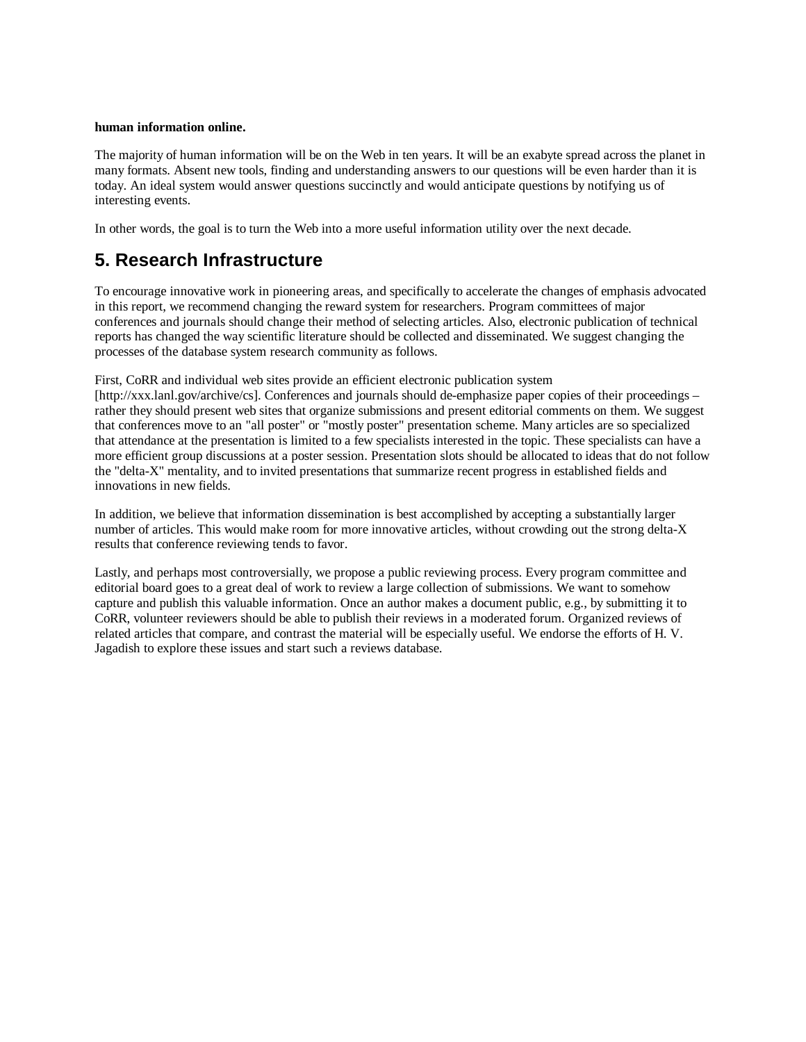**human information online.**

The majority of human information will be on the Web in ten years. It will be an exabyte spread across the planet in many formats. Absent new tools, finding and understanding answers to our questions will be even harder than it is today. An ideal system would answer questions succinctly and would anticipate questions by notifying us of interesting events.

In other words, the goal is to turn the Web into a more useful information utility over the next decade.

## 5. Research Infrastructure

To encourage innovative work in pioneering areas, and specifically to accelerate the changes of emphasis advocated in this report, we recommend changing the reward system for researchers. Program committees of major conferences and journals should change their method of selecting articles. Also, electronic publication of technical reports has changed the way scientific literature should be collected and disseminated. We suggest changing the processes of the database system research community as follows.

First, CoRR and individual web sites provide an efficient electronic publication system [http://xxx.lanl.gov/archive/cs]. Conferences and journals should de-emphasize paper copies of their proceedings – rather they should present web sites that organize submissions and present editorial comments on them. We suggest that conferences move to an "all poster" or "mostly poster" presentation scheme. Many articles are so specialized that attendance at the presentation is limited to a few specialists interested in the topic. These specialists can have a more efficient group discussions at a poster session. Presentation slots should be allocated to ideas that do not follow the "delta-X" mentality, and to invited presentations that summarize recent progress in established fields and innovations in new fields.

In addition, we believe that information dissemination is best accomplished by accepting a substantially larger number of articles. This would make room for more innovative articles, without crowding out the strong delta-X results that conference reviewing tends to favor.

Lastly, and perhaps most controversially, we propose a public reviewing process. Every program committee and editorial board goes to a great deal of work to review a large collection of submissions. We want to somehow capture and publish this valuable information. Once an author makes a document public, e.g., by submitting it to CoRR, volunteer reviewers should be able to publish their reviews in a moderated forum. Organized reviews of related articles that compare, and contrast the material will be especially useful. We endorse the efforts of H. V. Jagadish to explore these issues and start such a reviews database.